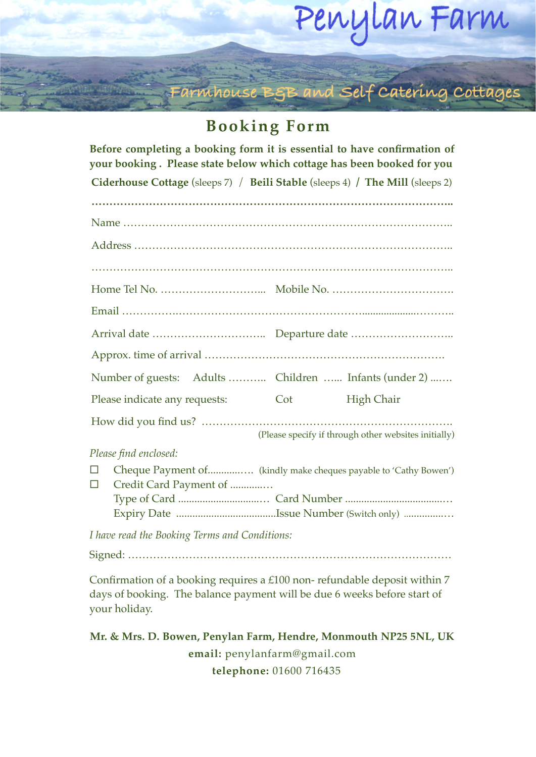# Penylan Farm

Farmhouse B&B and Self Catering Cottages

## Booking Form

**Before completing a booking form it is essential to have confirmation of your booking . Please state below which cottage has been booked for you**

**Ciderhouse Cottage** (sleeps 7) / **Beili Stable** (sleeps 4) / **The Mill** (sleeps 2)

…………………………………………………………………………………………..

Name …………………………………………………………………………………..

Address ………………………………………………………………………………..

…………………………………………………………………………………………..

Home Tel No. ………………………... Mobile No. …………………………….

Email …………….……………………………………………..................……….

Arrival date ………………………….. Departure date ………………………..

Approx. time of arrival ……………………………………………………….

Number of guests: Adults ……….. Children …... Infants (under 2) ...…..

Please indicate any requests: Cot High Chair

How did you find us? …………………………………………………………….

(Please specify if through other websites initially)

*Please find enclosed:*

- ☐ Cheque Payment of............…. (kindly make cheques payable to 'Cathy Bowen')
- ☐ Credit Card Payment of ............…
  
  Type of Card ..............................… Card Number ....................................…
  
  Expiry Date ....................................Issue Number (Switch only) ...............…

*I have read the Booking Terms and Conditions:*

Signed: ………………………………………………………………………………

Confirmation of a booking requires a £100 non- refundable deposit within 7 days of booking. The balance payment will be due 6 weeks before start of your holiday.

**Mr. & Mrs. D. Bowen, Penylan Farm, Hendre, Monmouth NP25 5NL, UK**

**email:** penylanfarm@gmail.com

**telephone:** 01600 716435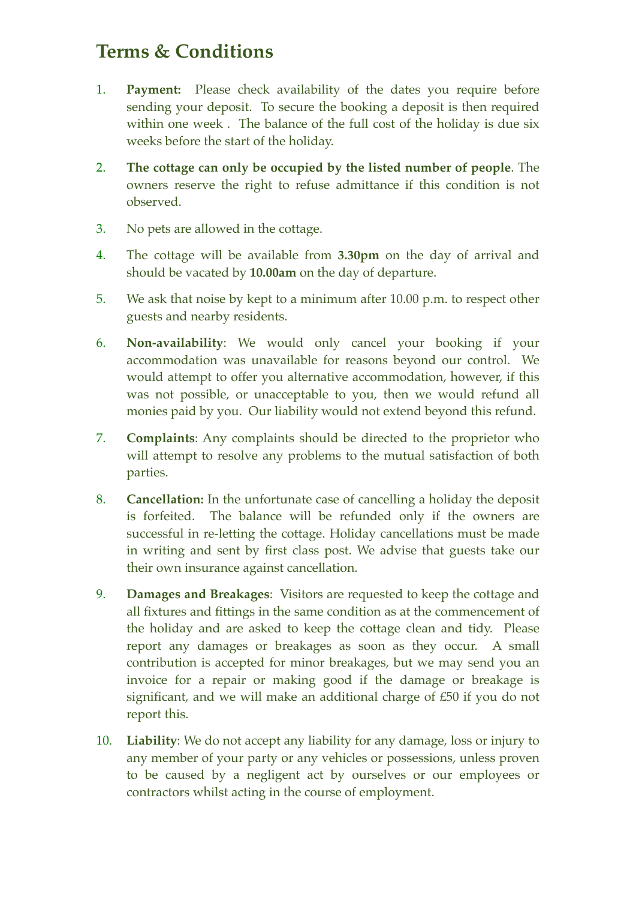# Terms & Conditions

1. **Payment:** Please check availability of the dates you require before sending your deposit. To secure the booking a deposit is then required within one week . The balance of the full cost of the holiday is due six weeks before the start of the holiday.
2. **The cottage can only be occupied by the listed number of people**. The owners reserve the right to refuse admittance if this condition is not observed.
3. No pets are allowed in the cottage.
4. The cottage will be available from **3.30pm** on the day of arrival and should be vacated by **10.00am** on the day of departure.
5. We ask that noise by kept to a minimum after 10.00 p.m. to respect other guests and nearby residents.
6. **Non-availability**: We would only cancel your booking if your accommodation was unavailable for reasons beyond our control. We would attempt to offer you alternative accommodation, however, if this was not possible, or unacceptable to you, then we would refund all monies paid by you. Our liability would not extend beyond this refund.
7. **Complaints**: Any complaints should be directed to the proprietor who will attempt to resolve any problems to the mutual satisfaction of both parties.
8. **Cancellation:** In the unfortunate case of cancelling a holiday the deposit is forfeited. The balance will be refunded only if the owners are successful in re-letting the cottage. Holiday cancellations must be made in writing and sent by first class post. We advise that guests take our their own insurance against cancellation.
9. **Damages and Breakages**: Visitors are requested to keep the cottage and all fixtures and fittings in the same condition as at the commencement of the holiday and are asked to keep the cottage clean and tidy. Please report any damages or breakages as soon as they occur. A small contribution is accepted for minor breakages, but we may send you an invoice for a repair or making good if the damage or breakage is significant, and we will make an additional charge of £50 if you do not report this.
10. **Liability**: We do not accept any liability for any damage, loss or injury to any member of your party or any vehicles or possessions, unless proven to be caused by a negligent act by ourselves or our employees or contractors whilst acting in the course of employment.